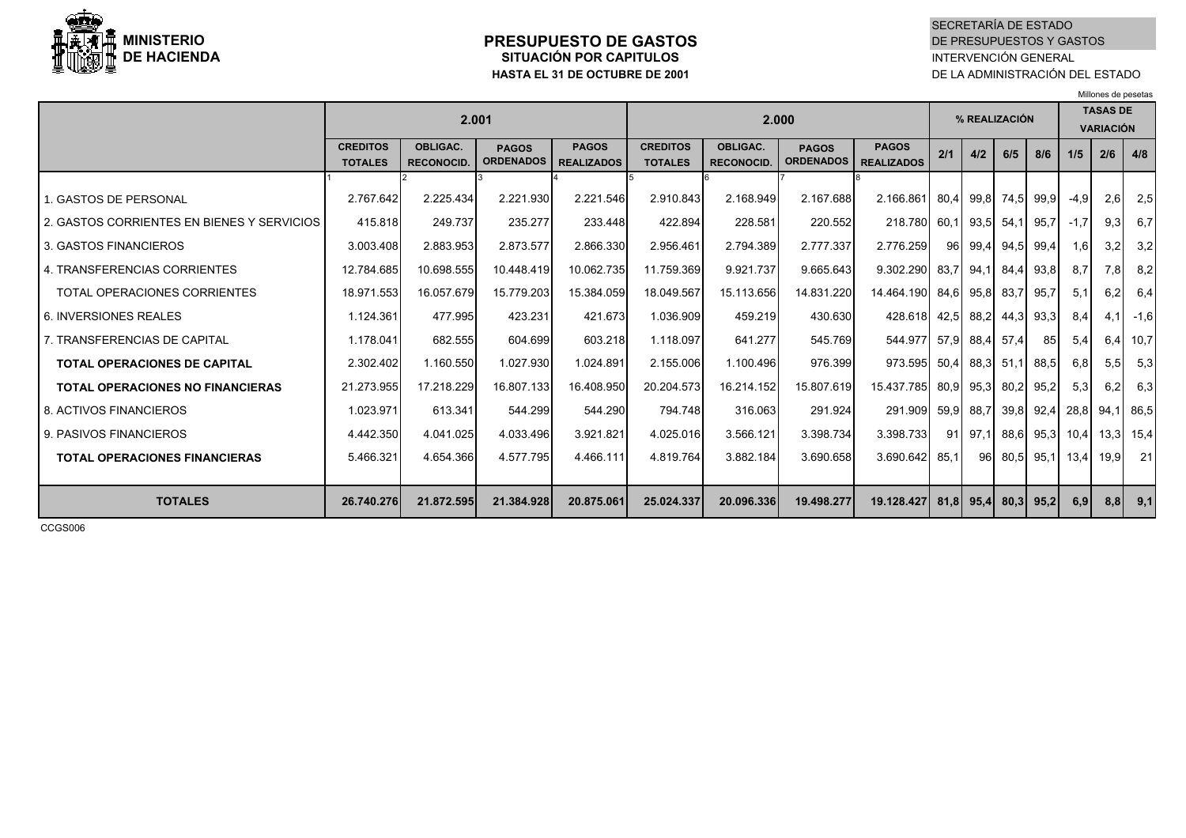**MINISTERIO DE HACIENDA**

# PRESUPUESTO DE GASTOS

## SITUACIÓN POR CAPITULOS

### HASTA EL 31 DE OCTUBRE DE 2001

SECRETARÍA DE ESTADO DE PRESUPUESTOS Y GASTOS
INTERVENCIÓN GENERAL DE LA ADMINISTRACIÓN DEL ESTADO

Millones de pesetas

| | 2.001 | | | | 2.000 | | | | % REALIZACIÓN | | | | TASAS DE VARIACIÓN | | |
|---|---|---|---|---|---|---|---|---|---|---|---|---|---|---|---|
| | CREDITOS TOTALES | OBLIGAC. RECONOCID. | PAGOS ORDENADOS | PAGOS REALIZADOS | CREDITOS TOTALES | OBLIGAC. RECONOCID. | PAGOS ORDENADOS | PAGOS REALIZADOS | 2/1 | 4/2 | 6/5 | 8/6 | 1/5 | 2/6 | 4/8 |
| | 1 | 2 | 3 | 4 | 5 | 6 | 7 | 8 | | | | | | | |
| 1. GASTOS DE PERSONAL | 2.767.642 | 2.225.434 | 2.221.930 | 2.221.546 | 2.910.843 | 2.168.949 | 2.167.688 | 2.166.861 | 80,4 | 99,8 | 74,5 | 99,9 | -4,9 | 2,6 | 2,5 |
| 2. GASTOS CORRIENTES EN BIENES Y SERVICIOS | 415.818 | 249.737 | 235.277 | 233.448 | 422.894 | 228.581 | 220.552 | 218.780 | 60,1 | 93,5 | 54,1 | 95,7 | -1,7 | 9,3 | 6,7 |
| 3. GASTOS FINANCIEROS | 3.003.408 | 2.883.953 | 2.873.577 | 2.866.330 | 2.956.461 | 2.794.389 | 2.777.337 | 2.776.259 | 96 | 99,4 | 94,5 | 99,4 | 1,6 | 3,2 | 3,2 |
| 4. TRANSFERENCIAS CORRIENTES | 12.784.685 | 10.698.555 | 10.448.419 | 10.062.735 | 11.759.369 | 9.921.737 | 9.665.643 | 9.302.290 | 83,7 | 94,1 | 84,4 | 93,8 | 8,7 | 7,8 | 8,2 |
| TOTAL OPERACIONES CORRIENTES | 18.971.553 | 16.057.679 | 15.779.203 | 15.384.059 | 18.049.567 | 15.113.656 | 14.831.220 | 14.464.190 | 84,6 | 95,8 | 83,7 | 95,7 | 5,1 | 6,2 | 6,4 |
| 6. INVERSIONES REALES | 1.124.361 | 477.995 | 423.231 | 421.673 | 1.036.909 | 459.219 | 430.630 | 428.618 | 42,5 | 88,2 | 44,3 | 93,3 | 8,4 | 4,1 | -1,6 |
| 7. TRANSFERENCIAS DE CAPITAL | 1.178.041 | 682.555 | 604.699 | 603.218 | 1.118.097 | 641.277 | 545.769 | 544.977 | 57,9 | 88,4 | 57,4 | 85 | 5,4 | 6,4 | 10,7 |
| **TOTAL OPERACIONES DE CAPITAL** | 2.302.402 | 1.160.550 | 1.027.930 | 1.024.891 | 2.155.006 | 1.100.496 | 976.399 | 973.595 | 50,4 | 88,3 | 51,1 | 88,5 | 6,8 | 5,5 | 5,3 |
| **TOTAL OPERACIONES NO FINANCIERAS** | 21.273.955 | 17.218.229 | 16.807.133 | 16.408.950 | 20.204.573 | 16.214.152 | 15.807.619 | 15.437.785 | 80,9 | 95,3 | 80,2 | 95,2 | 5,3 | 6,2 | 6,3 |
| 8. ACTIVOS FINANCIEROS | 1.023.971 | 613.341 | 544.299 | 544.290 | 794.748 | 316.063 | 291.924 | 291.909 | 59,9 | 88,7 | 39,8 | 92,4 | 28,8 | 94,1 | 86,5 |
| 9. PASIVOS FINANCIEROS | 4.442.350 | 4.041.025 | 4.033.496 | 3.921.821 | 4.025.016 | 3.566.121 | 3.398.734 | 3.398.733 | 91 | 97,1 | 88,6 | 95,3 | 10,4 | 13,3 | 15,4 |
| **TOTAL OPERACIONES FINANCIERAS** | 5.466.321 | 4.654.366 | 4.577.795 | 4.466.111 | 4.819.764 | 3.882.184 | 3.690.658 | 3.690.642 | 85,1 | 96 | 80,5 | 95,1 | 13,4 | 19,9 | 21 |
| **TOTALES** | **26.740.276** | **21.872.595** | **21.384.928** | **20.875.061** | **25.024.337** | **20.096.336** | **19.498.277** | **19.128.427** | **81,8** | **95,4** | **80,3** | **95,2** | **6,9** | **8,8** | **9,1** |

CCGS006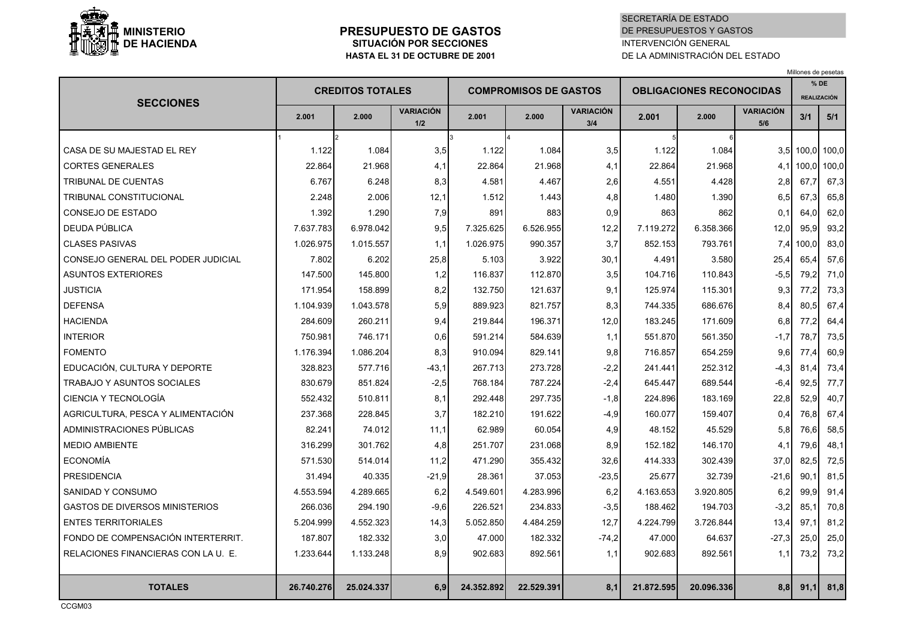**MINISTERIO DE HACIENDA**

# PRESUPUESTO DE GASTOS
## SITUACIÓN POR SECCIONES
### HASTA EL 31 DE OCTUBRE DE 2001

SECRETARÍA DE ESTADO DE PRESUPUESTOS Y GASTOS
INTERVENCIÓN GENERAL DE LA ADMINISTRACIÓN DEL ESTADO

Millones de pesetas

| SECCIONES | CREDITOS TOTALES | | | COMPROMISOS DE GASTOS | | | OBLIGACIONES RECONOCIDAS | | | % DE REALIZACIÓN | |
|---|---|---|---|---|---|---|---|---|---|---|---|
| | 2.001 | 2.000 | VARIACIÓN 1/2 | 2.001 | 2.000 | VARIACIÓN 3/4 | 2.001 | 2.000 | VARIACIÓN 5/6 | 3/1 | 5/1 |
| | 1 | 2 | | 3 | 4 | | 5 | 6 | | | |
| CASA DE SU MAJESTAD EL REY | 1.122 | 1.084 | 3,5 | 1.122 | 1.084 | 3,5 | 1.122 | 1.084 | 3,5 | 100,0 | 100,0 |
| CORTES GENERALES | 22.864 | 21.968 | 4,1 | 22.864 | 21.968 | 4,1 | 22.864 | 21.968 | 4,1 | 100,0 | 100,0 |
| TRIBUNAL DE CUENTAS | 6.767 | 6.248 | 8,3 | 4.581 | 4.467 | 2,6 | 4.551 | 4.428 | 2,8 | 67,7 | 67,3 |
| TRIBUNAL CONSTITUCIONAL | 2.248 | 2.006 | 12,1 | 1.512 | 1.443 | 4,8 | 1.480 | 1.390 | 6,5 | 67,3 | 65,8 |
| CONSEJO DE ESTADO | 1.392 | 1.290 | 7,9 | 891 | 883 | 0,9 | 863 | 862 | 0,1 | 64,0 | 62,0 |
| DEUDA PÚBLICA | 7.637.783 | 6.978.042 | 9,5 | 7.325.625 | 6.526.955 | 12,2 | 7.119.272 | 6.358.366 | 12,0 | 95,9 | 93,2 |
| CLASES PASIVAS | 1.026.975 | 1.015.557 | 1,1 | 1.026.975 | 990.357 | 3,7 | 852.153 | 793.761 | 7,4 | 100,0 | 83,0 |
| CONSEJO GENERAL DEL PODER JUDICIAL | 7.802 | 6.202 | 25,8 | 5.103 | 3.922 | 30,1 | 4.491 | 3.580 | 25,4 | 65,4 | 57,6 |
| ASUNTOS EXTERIORES | 147.500 | 145.800 | 1,2 | 116.837 | 112.870 | 3,5 | 104.716 | 110.843 | -5,5 | 79,2 | 71,0 |
| JUSTICIA | 171.954 | 158.899 | 8,2 | 132.750 | 121.637 | 9,1 | 125.974 | 115.301 | 9,3 | 77,2 | 73,3 |
| DEFENSA | 1.104.939 | 1.043.578 | 5,9 | 889.923 | 821.757 | 8,3 | 744.335 | 686.676 | 8,4 | 80,5 | 67,4 |
| HACIENDA | 284.609 | 260.211 | 9,4 | 219.844 | 196.371 | 12,0 | 183.245 | 171.609 | 6,8 | 77,2 | 64,4 |
| INTERIOR | 750.981 | 746.171 | 0,6 | 591.214 | 584.639 | 1,1 | 551.870 | 561.350 | -1,7 | 78,7 | 73,5 |
| FOMENTO | 1.176.394 | 1.086.204 | 8,3 | 910.094 | 829.141 | 9,8 | 716.857 | 654.259 | 9,6 | 77,4 | 60,9 |
| EDUCACIÓN, CULTURA Y DEPORTE | 328.823 | 577.716 | -43,1 | 267.713 | 273.728 | -2,2 | 241.441 | 252.312 | -4,3 | 81,4 | 73,4 |
| TRABAJO Y ASUNTOS SOCIALES | 830.679 | 851.824 | -2,5 | 768.184 | 787.224 | -2,4 | 645.447 | 689.544 | -6,4 | 92,5 | 77,7 |
| CIENCIA Y TECNOLOGÍA | 552.432 | 510.811 | 8,1 | 292.448 | 297.735 | -1,8 | 224.896 | 183.169 | 22,8 | 52,9 | 40,7 |
| AGRICULTURA, PESCA Y ALIMENTACIÓN | 237.368 | 228.845 | 3,7 | 182.210 | 191.622 | -4,9 | 160.077 | 159.407 | 0,4 | 76,8 | 67,4 |
| ADMINISTRACIONES PÚBLICAS | 82.241 | 74.012 | 11,1 | 62.989 | 60.054 | 4,9 | 48.152 | 45.529 | 5,8 | 76,6 | 58,5 |
| MEDIO AMBIENTE | 316.299 | 301.762 | 4,8 | 251.707 | 231.068 | 8,9 | 152.182 | 146.170 | 4,1 | 79,6 | 48,1 |
| ECONOMÍA | 571.530 | 514.014 | 11,2 | 471.290 | 355.432 | 32,6 | 414.333 | 302.439 | 37,0 | 82,5 | 72,5 |
| PRESIDENCIA | 31.494 | 40.335 | -21,9 | 28.361 | 37.053 | -23,5 | 25.677 | 32.739 | -21,6 | 90,1 | 81,5 |
| SANIDAD Y CONSUMO | 4.553.594 | 4.289.665 | 6,2 | 4.549.601 | 4.283.996 | 6,2 | 4.163.653 | 3.920.805 | 6,2 | 99,9 | 91,4 |
| GASTOS DE DIVERSOS MINISTERIOS | 266.036 | 294.190 | -9,6 | 226.521 | 234.833 | -3,5 | 188.462 | 194.703 | -3,2 | 85,1 | 70,8 |
| ENTES TERRITORIALES | 5.204.999 | 4.552.323 | 14,3 | 5.052.850 | 4.484.259 | 12,7 | 4.224.799 | 3.726.844 | 13,4 | 97,1 | 81,2 |
| FONDO DE COMPENSACIÓN INTERTERRIT. | 187.807 | 182.332 | 3,0 | 47.000 | 182.332 | -74,2 | 47.000 | 64.637 | -27,3 | 25,0 | 25,0 |
| RELACIONES FINANCIERAS CON LA U. E. | 1.233.644 | 1.133.248 | 8,9 | 902.683 | 892.561 | 1,1 | 902.683 | 892.561 | 1,1 | 73,2 | 73,2 |
| **TOTALES** | **26.740.276** | **25.024.337** | **6,9** | **24.352.892** | **22.529.391** | **8,1** | **21.872.595** | **20.096.336** | **8,8** | **91,1** | **81,8** |

CCGM03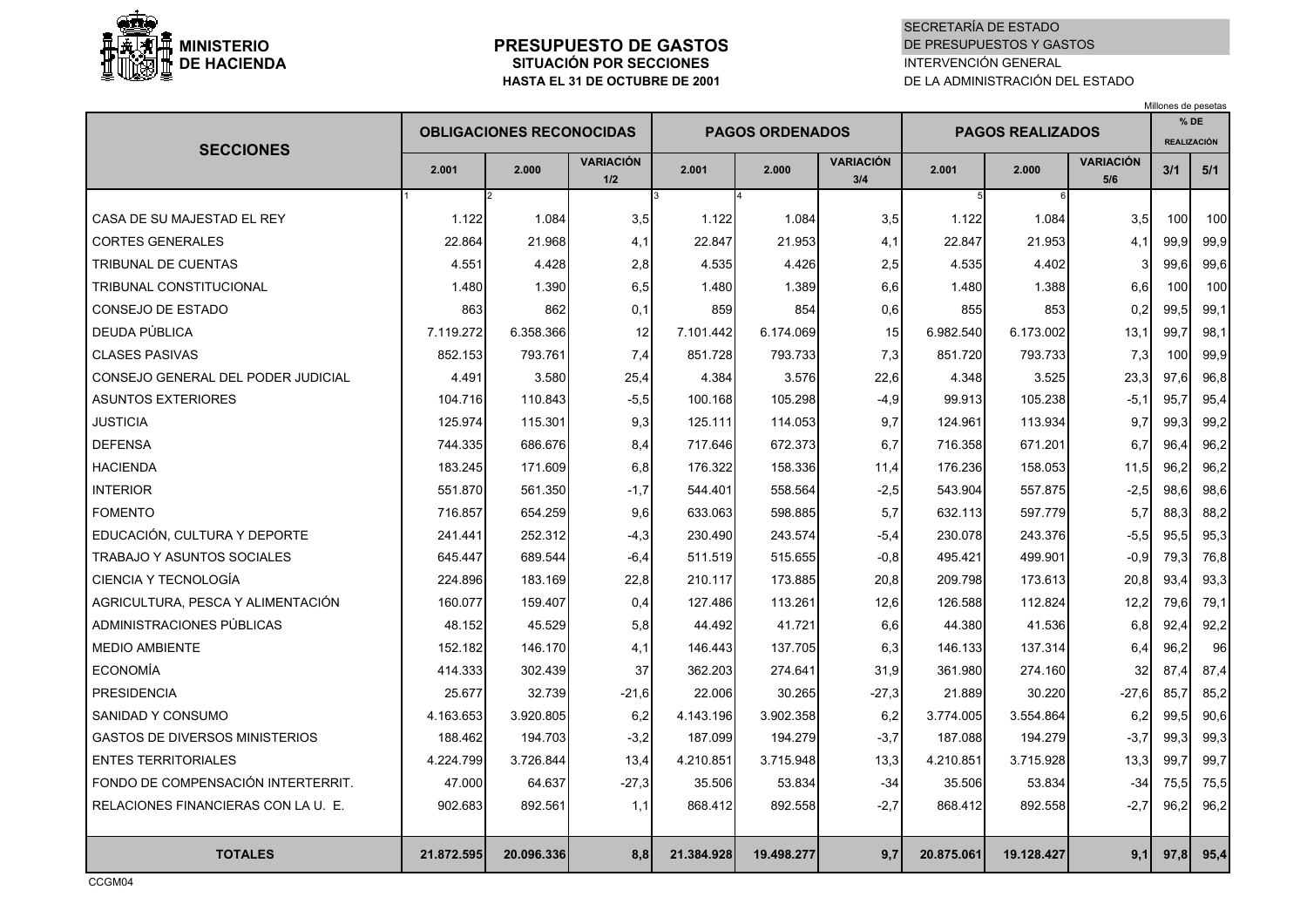**MINISTERIO DE HACIENDA**

# PRESUPUESTO DE GASTOS
## SITUACIÓN POR SECCIONES
### HASTA EL 31 DE OCTUBRE DE 2001

SECRETARÍA DE ESTADO DE PRESUPUESTOS Y GASTOS
INTERVENCIÓN GENERAL DE LA ADMINISTRACIÓN DEL ESTADO

Millones de pesetas

| SECCIONES | OBLIGACIONES RECONOCIDAS | | | PAGOS ORDENADOS | | | PAGOS REALIZADOS | | | % DE REALIZACIÓN | |
|---|---|---|---|---|---|---|---|---|---|---|---|
| | 2.001 | 2.000 | VARIACIÓN 1/2 | 2.001 | 2.000 | VARIACIÓN 3/4 | 2.001 | 2.000 | VARIACIÓN 5/6 | 3/1 | 5/1 |
| | 1 | 2 | | 3 | 4 | | 5 | 6 | | | |
| CASA DE SU MAJESTAD EL REY | 1.122 | 1.084 | 3,5 | 1.122 | 1.084 | 3,5 | 1.122 | 1.084 | 3,5 | 100 | 100 |
| CORTES GENERALES | 22.864 | 21.968 | 4,1 | 22.847 | 21.953 | 4,1 | 22.847 | 21.953 | 4,1 | 99,9 | 99,9 |
| TRIBUNAL DE CUENTAS | 4.551 | 4.428 | 2,8 | 4.535 | 4.426 | 2,5 | 4.535 | 4.402 | 3 | 99,6 | 99,6 |
| TRIBUNAL CONSTITUCIONAL | 1.480 | 1.390 | 6,5 | 1.480 | 1.389 | 6,6 | 1.480 | 1.388 | 6,6 | 100 | 100 |
| CONSEJO DE ESTADO | 863 | 862 | 0,1 | 859 | 854 | 0,6 | 855 | 853 | 0,2 | 99,5 | 99,1 |
| DEUDA PÚBLICA | 7.119.272 | 6.358.366 | 12 | 7.101.442 | 6.174.069 | 15 | 6.982.540 | 6.173.002 | 13,1 | 99,7 | 98,1 |
| CLASES PASIVAS | 852.153 | 793.761 | 7,4 | 851.728 | 793.733 | 7,3 | 851.720 | 793.733 | 7,3 | 100 | 99,9 |
| CONSEJO GENERAL DEL PODER JUDICIAL | 4.491 | 3.580 | 25,4 | 4.384 | 3.576 | 22,6 | 4.348 | 3.525 | 23,3 | 97,6 | 96,8 |
| ASUNTOS EXTERIORES | 104.716 | 110.843 | -5,5 | 100.168 | 105.298 | -4,9 | 99.913 | 105.238 | -5,1 | 95,7 | 95,4 |
| JUSTICIA | 125.974 | 115.301 | 9,3 | 125.111 | 114.053 | 9,7 | 124.961 | 113.934 | 9,7 | 99,3 | 99,2 |
| DEFENSA | 744.335 | 686.676 | 8,4 | 717.646 | 672.373 | 6,7 | 716.358 | 671.201 | 6,7 | 96,4 | 96,2 |
| HACIENDA | 183.245 | 171.609 | 6,8 | 176.322 | 158.336 | 11,4 | 176.236 | 158.053 | 11,5 | 96,2 | 96,2 |
| INTERIOR | 551.870 | 561.350 | -1,7 | 544.401 | 558.564 | -2,5 | 543.904 | 557.875 | -2,5 | 98,6 | 98,6 |
| FOMENTO | 716.857 | 654.259 | 9,6 | 633.063 | 598.885 | 5,7 | 632.113 | 597.779 | 5,7 | 88,3 | 88,2 |
| EDUCACIÓN, CULTURA Y DEPORTE | 241.441 | 252.312 | -4,3 | 230.490 | 243.574 | -5,4 | 230.078 | 243.376 | -5,5 | 95,5 | 95,3 |
| TRABAJO Y ASUNTOS SOCIALES | 645.447 | 689.544 | -6,4 | 511.519 | 515.655 | -0,8 | 495.421 | 499.901 | -0,9 | 79,3 | 76,8 |
| CIENCIA Y TECNOLOGÍA | 224.896 | 183.169 | 22,8 | 210.117 | 173.885 | 20,8 | 209.798 | 173.613 | 20,8 | 93,4 | 93,3 |
| AGRICULTURA, PESCA Y ALIMENTACIÓN | 160.077 | 159.407 | 0,4 | 127.486 | 113.261 | 12,6 | 126.588 | 112.824 | 12,2 | 79,6 | 79,1 |
| ADMINISTRACIONES PÚBLICAS | 48.152 | 45.529 | 5,8 | 44.492 | 41.721 | 6,6 | 44.380 | 41.536 | 6,8 | 92,4 | 92,2 |
| MEDIO AMBIENTE | 152.182 | 146.170 | 4,1 | 146.443 | 137.705 | 6,3 | 146.133 | 137.314 | 6,4 | 96,2 | 96 |
| ECONOMÍA | 414.333 | 302.439 | 37 | 362.203 | 274.641 | 31,9 | 361.980 | 274.160 | 32 | 87,4 | 87,4 |
| PRESIDENCIA | 25.677 | 32.739 | -21,6 | 22.006 | 30.265 | -27,3 | 21.889 | 30.220 | -27,6 | 85,7 | 85,2 |
| SANIDAD Y CONSUMO | 4.163.653 | 3.920.805 | 6,2 | 4.143.196 | 3.902.358 | 6,2 | 3.774.005 | 3.554.864 | 6,2 | 99,5 | 90,6 |
| GASTOS DE DIVERSOS MINISTERIOS | 188.462 | 194.703 | -3,2 | 187.099 | 194.279 | -3,7 | 187.088 | 194.279 | -3,7 | 99,3 | 99,3 |
| ENTES TERRITORIALES | 4.224.799 | 3.726.844 | 13,4 | 4.210.851 | 3.715.948 | 13,3 | 4.210.851 | 3.715.928 | 13,3 | 99,7 | 99,7 |
| FONDO DE COMPENSACIÓN INTERTERRIT. | 47.000 | 64.637 | -27,3 | 35.506 | 53.834 | -34 | 35.506 | 53.834 | -34 | 75,5 | 75,5 |
| RELACIONES FINANCIERAS CON LA U. E. | 902.683 | 892.561 | 1,1 | 868.412 | 892.558 | -2,7 | 868.412 | 892.558 | -2,7 | 96,2 | 96,2 |
| **TOTALES** | **21.872.595** | **20.096.336** | **8,8** | **21.384.928** | **19.498.277** | **9,7** | **20.875.061** | **19.128.427** | **9,1** | **97,8** | **95,4** |

CCGM04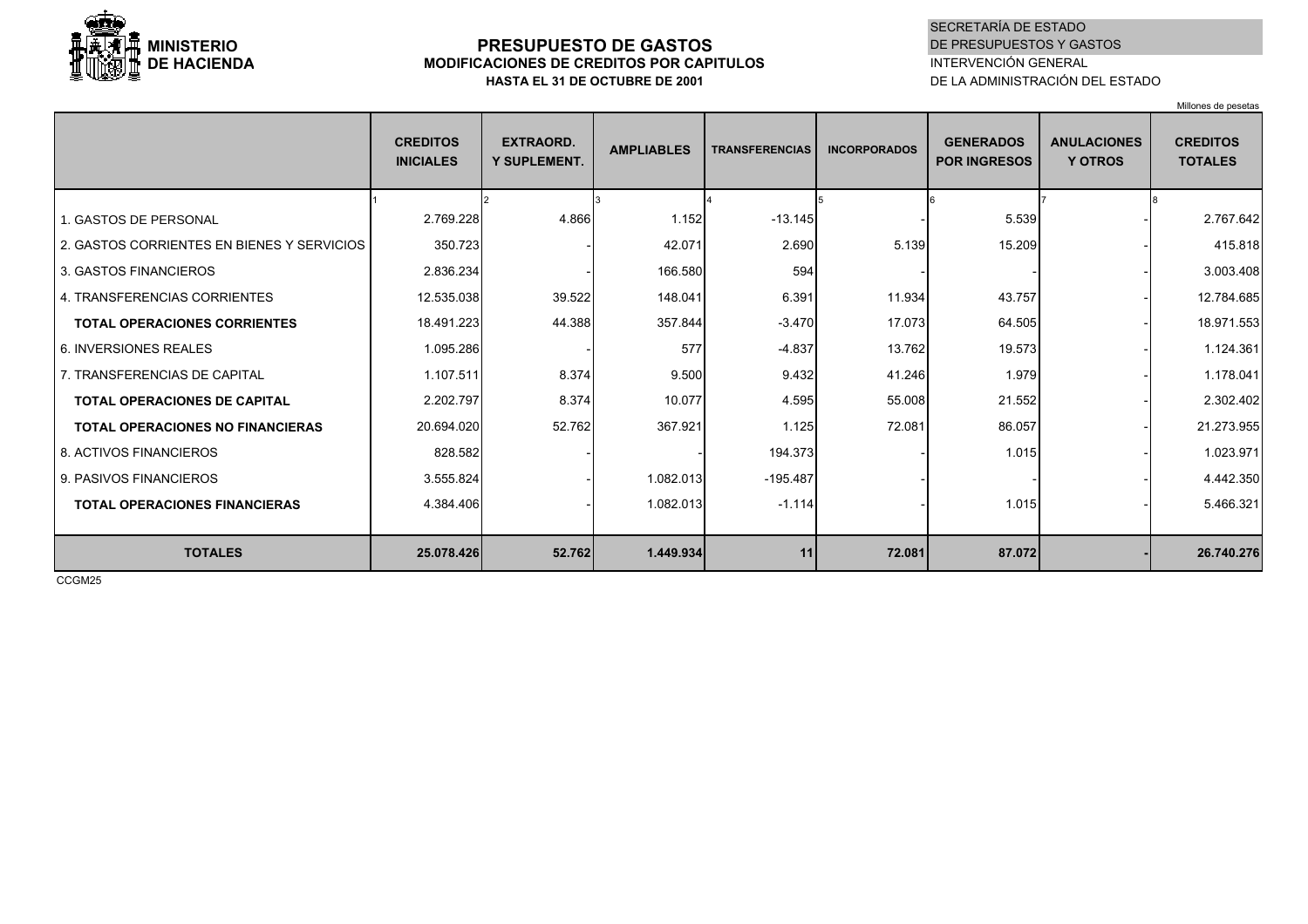**MINISTERIO DE HACIENDA**

SECRETARÍA DE ESTADO DE PRESUPUESTOS Y GASTOS
INTERVENCIÓN GENERAL DE LA ADMINISTRACIÓN DEL ESTADO

# PRESUPUESTO DE GASTOS
## MODIFICACIONES DE CREDITOS POR CAPITULOS
### HASTA EL 31 DE OCTUBRE DE 2001

Millones de pesetas

| | CREDITOS INICIALES | EXTRAORD. Y SUPLEMENT. | AMPLIABLES | TRANSFERENCIAS | INCORPORADOS | GENERADOS POR INGRESOS | ANULACIONES Y OTROS | CREDITOS TOTALES |
|---|---|---|---|---|---|---|---|---|
| | 1 | 2 | 3 | 4 | 5 | 6 | 7 | 8 |
| 1. GASTOS DE PERSONAL | 2.769.228 | 4.866 | 1.152 | -13.145 | - | 5.539 | - | 2.767.642 |
| 2. GASTOS CORRIENTES EN BIENES Y SERVICIOS | 350.723 | - | 42.071 | 2.690 | 5.139 | 15.209 | - | 415.818 |
| 3. GASTOS FINANCIEROS | 2.836.234 | - | 166.580 | 594 | - | - | - | 3.003.408 |
| 4. TRANSFERENCIAS CORRIENTES | 12.535.038 | 39.522 | 148.041 | 6.391 | 11.934 | 43.757 | - | 12.784.685 |
| **TOTAL OPERACIONES CORRIENTES** | 18.491.223 | 44.388 | 357.844 | -3.470 | 17.073 | 64.505 | - | 18.971.553 |
| 6. INVERSIONES REALES | 1.095.286 | - | 577 | -4.837 | 13.762 | 19.573 | - | 1.124.361 |
| 7. TRANSFERENCIAS DE CAPITAL | 1.107.511 | 8.374 | 9.500 | 9.432 | 41.246 | 1.979 | - | 1.178.041 |
| **TOTAL OPERACIONES DE CAPITAL** | 2.202.797 | 8.374 | 10.077 | 4.595 | 55.008 | 21.552 | - | 2.302.402 |
| **TOTAL OPERACIONES NO FINANCIERAS** | 20.694.020 | 52.762 | 367.921 | 1.125 | 72.081 | 86.057 | - | 21.273.955 |
| 8. ACTIVOS FINANCIEROS | 828.582 | - | - | 194.373 | - | 1.015 | - | 1.023.971 |
| 9. PASIVOS FINANCIEROS | 3.555.824 | - | 1.082.013 | -195.487 | - | - | - | 4.442.350 |
| **TOTAL OPERACIONES FINANCIERAS** | 4.384.406 | - | 1.082.013 | -1.114 | - | 1.015 | - | 5.466.321 |
| **TOTALES** | **25.078.426** | **52.762** | **1.449.934** | **11** | **72.081** | **87.072** | **-** | **26.740.276** |

CCGM25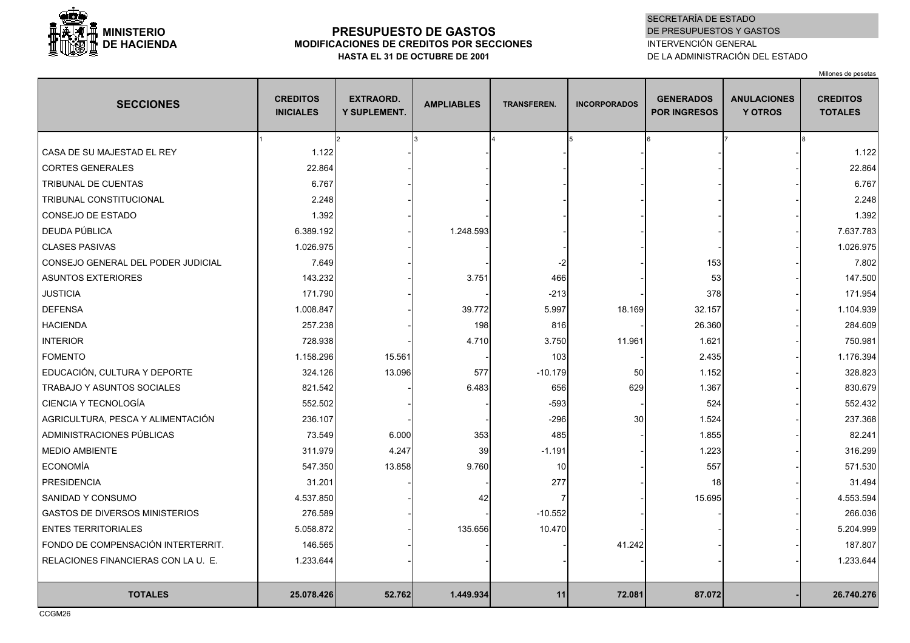**MINISTERIO DE HACIENDA**

# PRESUPUESTO DE GASTOS

## MODIFICACIONES DE CREDITOS POR SECCIONES

### HASTA EL 31 DE OCTUBRE DE 2001

SECRETARÍA DE ESTADO DE PRESUPUESTOS Y GASTOS
INTERVENCIÓN GENERAL DE LA ADMINISTRACIÓN DEL ESTADO

Millones de pesetas

| SECCIONES | CREDITOS INICIALES | EXTRAORD. Y SUPLEMENT. | AMPLIABLES | TRANSFEREN. | INCORPORADOS | GENERADOS POR INGRESOS | ANULACIONES Y OTROS | CREDITOS TOTALES |
|---|---|---|---|---|---|---|---|---|
| | 1 | 2 | 3 | 4 | 5 | 6 | 7 | 8 |
| CASA DE SU MAJESTAD EL REY | 1.122 | - | - | - | - | - | - | 1.122 |
| CORTES GENERALES | 22.864 | - | - | - | - | - | - | 22.864 |
| TRIBUNAL DE CUENTAS | 6.767 | - | - | - | - | - | - | 6.767 |
| TRIBUNAL CONSTITUCIONAL | 2.248 | - | - | - | - | - | - | 2.248 |
| CONSEJO DE ESTADO | 1.392 | - | - | - | - | - | - | 1.392 |
| DEUDA PÚBLICA | 6.389.192 | - | 1.248.593 | - | - | - | - | 7.637.783 |
| CLASES PASIVAS | 1.026.975 | - | - | - | - | - | - | 1.026.975 |
| CONSEJO GENERAL DEL PODER JUDICIAL | 7.649 | - | - | -2 | - | 153 | - | 7.802 |
| ASUNTOS EXTERIORES | 143.232 | - | 3.751 | 466 | - | 53 | - | 147.500 |
| JUSTICIA | 171.790 | - | - | -213 | - | 378 | - | 171.954 |
| DEFENSA | 1.008.847 | - | 39.772 | 5.997 | 18.169 | 32.157 | - | 1.104.939 |
| HACIENDA | 257.238 | - | 198 | 816 | - | 26.360 | - | 284.609 |
| INTERIOR | 728.938 | - | 4.710 | 3.750 | 11.961 | 1.621 | - | 750.981 |
| FOMENTO | 1.158.296 | 15.561 | - | 103 | - | 2.435 | - | 1.176.394 |
| EDUCACIÓN, CULTURA Y DEPORTE | 324.126 | 13.096 | 577 | -10.179 | 50 | 1.152 | - | 328.823 |
| TRABAJO Y ASUNTOS SOCIALES | 821.542 | - | 6.483 | 656 | 629 | 1.367 | - | 830.679 |
| CIENCIA Y TECNOLOGÍA | 552.502 | - | - | -593 | - | 524 | - | 552.432 |
| AGRICULTURA, PESCA Y ALIMENTACIÓN | 236.107 | - | - | -296 | 30 | 1.524 | - | 237.368 |
| ADMINISTRACIONES PÚBLICAS | 73.549 | 6.000 | 353 | 485 | - | 1.855 | - | 82.241 |
| MEDIO AMBIENTE | 311.979 | 4.247 | 39 | -1.191 | - | 1.223 | - | 316.299 |
| ECONOMÍA | 547.350 | 13.858 | 9.760 | 10 | - | 557 | - | 571.530 |
| PRESIDENCIA | 31.201 | - | - | 277 | - | 18 | - | 31.494 |
| SANIDAD Y CONSUMO | 4.537.850 | - | 42 | 7 | - | 15.695 | - | 4.553.594 |
| GASTOS DE DIVERSOS MINISTERIOS | 276.589 | - | - | -10.552 | - | - | - | 266.036 |
| ENTES TERRITORIALES | 5.058.872 | - | 135.656 | 10.470 | - | - | - | 5.204.999 |
| FONDO DE COMPENSACIÓN INTERTERRIT. | 146.565 | - | - | - | 41.242 | - | - | 187.807 |
| RELACIONES FINANCIERAS CON LA U. E. | 1.233.644 | - | - | - | - | - | - | 1.233.644 |
| **TOTALES** | **25.078.426** | **52.762** | **1.449.934** | **11** | **72.081** | **87.072** | **-** | **26.740.276** |

CCGM26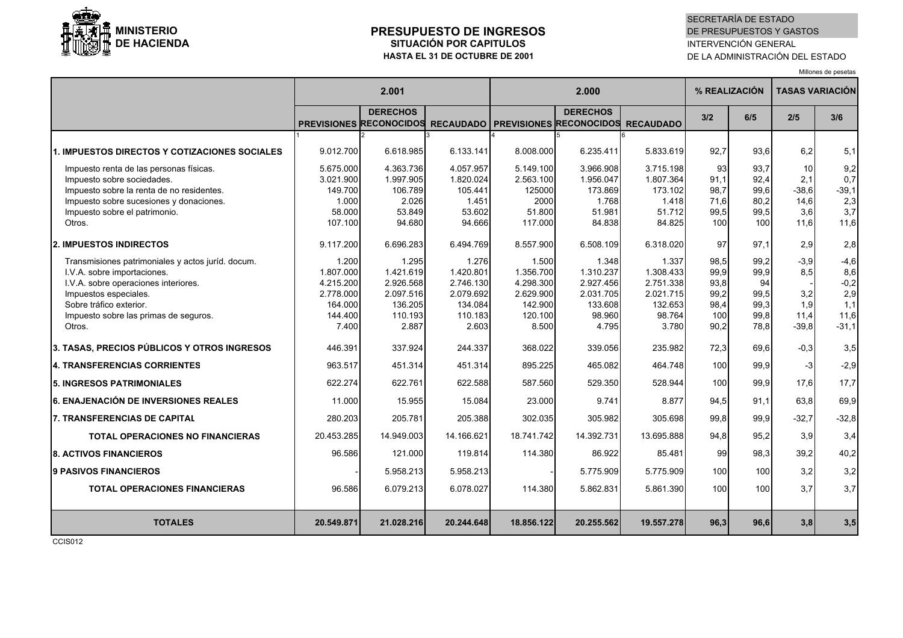**MINISTERIO DE HACIENDA**

# PRESUPUESTO DE INGRESOS
## SITUACIÓN POR CAPITULOS
### HASTA EL 31 DE OCTUBRE DE 2001

SECRETARÍA DE ESTADO DE PRESUPUESTOS Y GASTOS
INTERVENCIÓN GENERAL DE LA ADMINISTRACIÓN DEL ESTADO

Millones de pesetas

| | 2.001 | | | 2.000 | | | % REALIZACIÓN | | TASAS VARIACIÓN | |
|---|---|---|---|---|---|---|---|---|---|---|
| | PREVISIONES | DERECHOS RECONOCIDOS | RECAUDADO | PREVISIONES | DERECHOS RECONOCIDOS | RECAUDADO | 3/2 | 6/5 | 2/5 | 3/6 |
| | 1 | 2 | 3 | 4 | 5 | 6 | | | | |
| **1. IMPUESTOS DIRECTOS Y COTIZACIONES SOCIALES** | 9.012.700 | 6.618.985 | 6.133.141 | 8.008.000 | 6.235.411 | 5.833.619 | 92,7 | 93,6 | 6,2 | 5,1 |
| Impuesto renta de las personas físicas. | 5.675.000 | 4.363.736 | 4.057.957 | 5.149.100 | 3.966.908 | 3.715.198 | 93 | 93,7 | 10 | 9,2 |
| Impuesto sobre sociedades. | 3.021.900 | 1.997.905 | 1.820.024 | 2.563.100 | 1.956.047 | 1.807.364 | 91,1 | 92,4 | 2,1 | 0,7 |
| Impuesto sobre la renta de no residentes. | 149.700 | 106.789 | 105.441 | 125000 | 173.869 | 173.102 | 98,7 | 99,6 | -38,6 | -39,1 |
| Impuesto sobre sucesiones y donaciones. | 1.000 | 2.026 | 1.451 | 2000 | 1.768 | 1.418 | 71,6 | 80,2 | 14,6 | 2,3 |
| Impuesto sobre el patrimonio. | 58.000 | 53.849 | 53.602 | 51.800 | 51.981 | 51.712 | 99,5 | 99,5 | 3,6 | 3,7 |
| Otros. | 107.100 | 94.680 | 94.666 | 117.000 | 84.838 | 84.825 | 100 | 100 | 11,6 | 11,6 |
| **2. IMPUESTOS INDIRECTOS** | 9.117.200 | 6.696.283 | 6.494.769 | 8.557.900 | 6.508.109 | 6.318.020 | 97 | 97,1 | 2,9 | 2,8 |
| Transmisiones patrimoniales y actos juríd. docum. | 1.200 | 1.295 | 1.276 | 1.500 | 1.348 | 1.337 | 98,5 | 99,2 | -3,9 | -4,6 |
| I.V.A. sobre importaciones. | 1.807.000 | 1.421.619 | 1.420.801 | 1.356.700 | 1.310.237 | 1.308.433 | 99,9 | 99,9 | 8,5 | 8,6 |
| I.V.A. sobre operaciones interiores. | 4.215.200 | 2.926.568 | 2.746.130 | 4.298.300 | 2.927.456 | 2.751.338 | 93,8 | 94 | - | -0,2 |
| Impuestos especiales. | 2.778.000 | 2.097.516 | 2.079.692 | 2.629.900 | 2.031.705 | 2.021.715 | 99,2 | 99,5 | 3,2 | 2,9 |
| Sobre tráfico exterior. | 164.000 | 136.205 | 134.084 | 142.900 | 133.608 | 132.653 | 98,4 | 99,3 | 1,9 | 1,1 |
| Impuesto sobre las primas de seguros. | 144.400 | 110.193 | 110.183 | 120.100 | 98.960 | 98.764 | 100 | 99,8 | 11,4 | 11,6 |
| Otros. | 7.400 | 2.887 | 2.603 | 8.500 | 4.795 | 3.780 | 90,2 | 78,8 | -39,8 | -31,1 |
| **3. TASAS, PRECIOS PÚBLICOS Y OTROS INGRESOS** | 446.391 | 337.924 | 244.337 | 368.022 | 339.056 | 235.982 | 72,3 | 69,6 | -0,3 | 3,5 |
| **4. TRANSFERENCIAS CORRIENTES** | 963.517 | 451.314 | 451.314 | 895.225 | 465.082 | 464.748 | 100 | 99,9 | -3 | -2,9 |
| **5. INGRESOS PATRIMONIALES** | 622.274 | 622.761 | 622.588 | 587.560 | 529.350 | 528.944 | 100 | 99,9 | 17,6 | 17,7 |
| **6. ENAJENACIÓN DE INVERSIONES REALES** | 11.000 | 15.955 | 15.084 | 23.000 | 9.741 | 8.877 | 94,5 | 91,1 | 63,8 | 69,9 |
| **7. TRANSFERENCIAS DE CAPITAL** | 280.203 | 205.781 | 205.388 | 302.035 | 305.982 | 305.698 | 99,8 | 99,9 | -32,7 | -32,8 |
| **TOTAL OPERACIONES NO FINANCIERAS** | 20.453.285 | 14.949.003 | 14.166.621 | 18.741.742 | 14.392.731 | 13.695.888 | 94,8 | 95,2 | 3,9 | 3,4 |
| **8. ACTIVOS FINANCIEROS** | 96.586 | 121.000 | 119.814 | 114.380 | 86.922 | 85.481 | 99 | 98,3 | 39,2 | 40,2 |
| **9 PASIVOS FINANCIEROS** | - | 5.958.213 | 5.958.213 | - | 5.775.909 | 5.775.909 | 100 | 100 | 3,2 | 3,2 |
| **TOTAL OPERACIONES FINANCIERAS** | 96.586 | 6.079.213 | 6.078.027 | 114.380 | 5.862.831 | 5.861.390 | 100 | 100 | 3,7 | 3,7 |
| **TOTALES** | **20.549.871** | **21.028.216** | **20.244.648** | **18.856.122** | **20.255.562** | **19.557.278** | **96,3** | **96,6** | **3,8** | **3,5** |

CCIS012